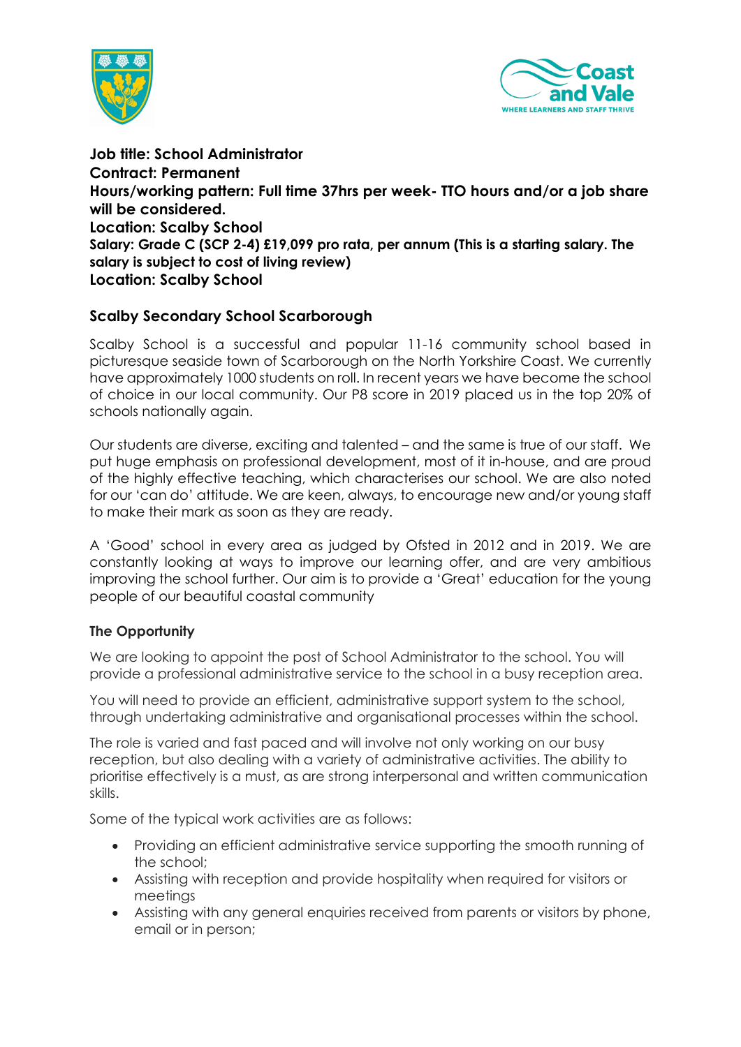**Job title: School Administrator**
**Contract: Permanent**
**Hours/working pattern: Full time 37hrs per week- TTO hours and/or a job share will be considered.**
**Location: Scalby School**
**Salary: Grade C (SCP 2-4) £19,099 pro rata, per annum (This is a starting salary. The salary is subject to cost of living review)**
**Location: Scalby School**

## Scalby Secondary School Scarborough

Scalby School is a successful and popular 11-16 community school based in picturesque seaside town of Scarborough on the North Yorkshire Coast. We currently have approximately 1000 students on roll. In recent years we have become the school of choice in our local community. Our P8 score in 2019 placed us in the top 20% of schools nationally again.

Our students are diverse, exciting and talented – and the same is true of our staff. We put huge emphasis on professional development, most of it in-house, and are proud of the highly effective teaching, which characterises our school. We are also noted for our 'can do' attitude. We are keen, always, to encourage new and/or young staff to make their mark as soon as they are ready.

A 'Good' school in every area as judged by Ofsted in 2012 and in 2019. We are constantly looking at ways to improve our learning offer, and are very ambitious improving the school further. Our aim is to provide a 'Great' education for the young people of our beautiful coastal community

### The Opportunity

We are looking to appoint the post of School Administrator to the school. You will provide a professional administrative service to the school in a busy reception area.

You will need to provide an efficient, administrative support system to the school, through undertaking administrative and organisational processes within the school.

The role is varied and fast paced and will involve not only working on our busy reception, but also dealing with a variety of administrative activities. The ability to prioritise effectively is a must, as are strong interpersonal and written communication skills.

Some of the typical work activities are as follows:

- Providing an efficient administrative service supporting the smooth running of the school;
- Assisting with reception and provide hospitality when required for visitors or meetings
- Assisting with any general enquiries received from parents or visitors by phone, email or in person;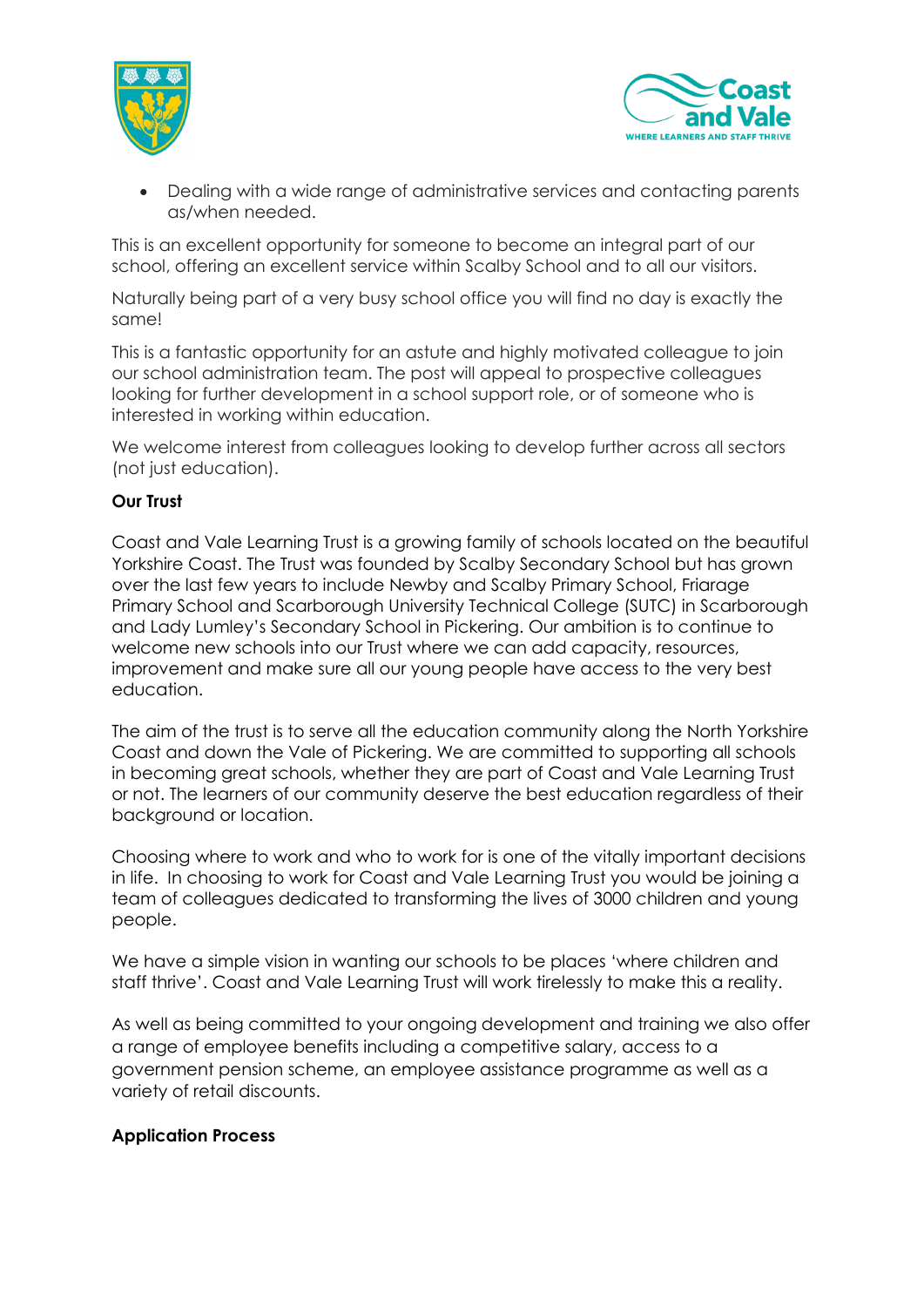- Dealing with a wide range of administrative services and contacting parents as/when needed.

This is an excellent opportunity for someone to become an integral part of our school, offering an excellent service within Scalby School and to all our visitors.

Naturally being part of a very busy school office you will find no day is exactly the same!

This is a fantastic opportunity for an astute and highly motivated colleague to join our school administration team. The post will appeal to prospective colleagues looking for further development in a school support role, or of someone who is interested in working within education.

We welcome interest from colleagues looking to develop further across all sectors (not just education).

**Our Trust**

Coast and Vale Learning Trust is a growing family of schools located on the beautiful Yorkshire Coast. The Trust was founded by Scalby Secondary School but has grown over the last few years to include Newby and Scalby Primary School, Friarage Primary School and Scarborough University Technical College (SUTC) in Scarborough and Lady Lumley's Secondary School in Pickering. Our ambition is to continue to welcome new schools into our Trust where we can add capacity, resources, improvement and make sure all our young people have access to the very best education.

The aim of the trust is to serve all the education community along the North Yorkshire Coast and down the Vale of Pickering. We are committed to supporting all schools in becoming great schools, whether they are part of Coast and Vale Learning Trust or not. The learners of our community deserve the best education regardless of their background or location.

Choosing where to work and who to work for is one of the vitally important decisions in life. In choosing to work for Coast and Vale Learning Trust you would be joining a team of colleagues dedicated to transforming the lives of 3000 children and young people.

We have a simple vision in wanting our schools to be places 'where children and staff thrive'. Coast and Vale Learning Trust will work tirelessly to make this a reality.

As well as being committed to your ongoing development and training we also offer a range of employee benefits including a competitive salary, access to a government pension scheme, an employee assistance programme as well as a variety of retail discounts.

**Application Process**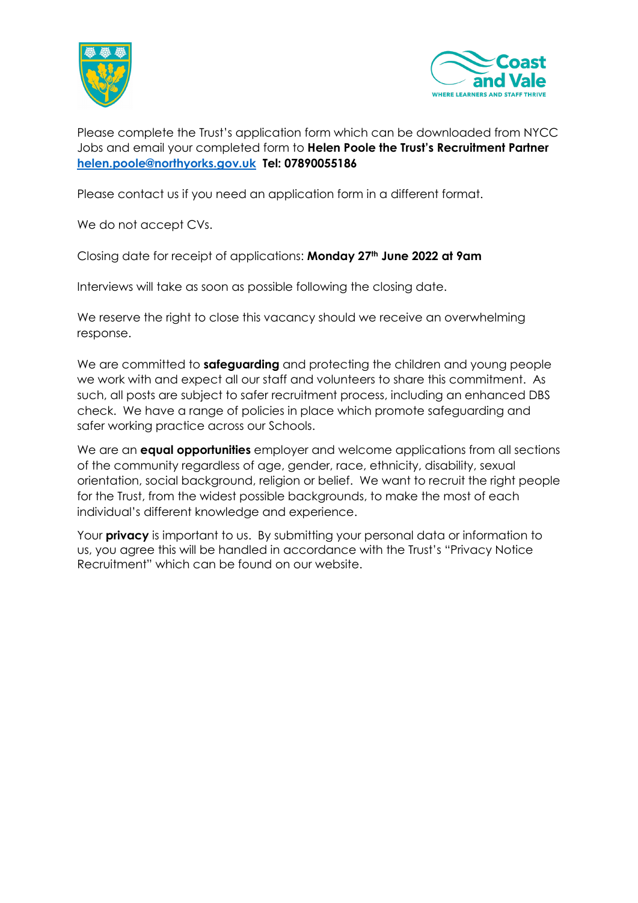Please complete the Trust's application form which can be downloaded from NYCC Jobs and email your completed form to **Helen Poole the Trust's Recruitment Partner** [helen.poole@northyorks.gov.uk](mailto:helen.poole@northyorks.gov.uk) **Tel: 07890055186**

Please contact us if you need an application form in a different format.

We do not accept CVs.

Closing date for receipt of applications: **Monday 27th June 2022 at 9am**

Interviews will take as soon as possible following the closing date.

We reserve the right to close this vacancy should we receive an overwhelming response.

We are committed to **safeguarding** and protecting the children and young people we work with and expect all our staff and volunteers to share this commitment. As such, all posts are subject to safer recruitment process, including an enhanced DBS check. We have a range of policies in place which promote safeguarding and safer working practice across our Schools.

We are an **equal opportunities** employer and welcome applications from all sections of the community regardless of age, gender, race, ethnicity, disability, sexual orientation, social background, religion or belief. We want to recruit the right people for the Trust, from the widest possible backgrounds, to make the most of each individual's different knowledge and experience.

Your **privacy** is important to us. By submitting your personal data or information to us, you agree this will be handled in accordance with the Trust's "Privacy Notice Recruitment" which can be found on our website.